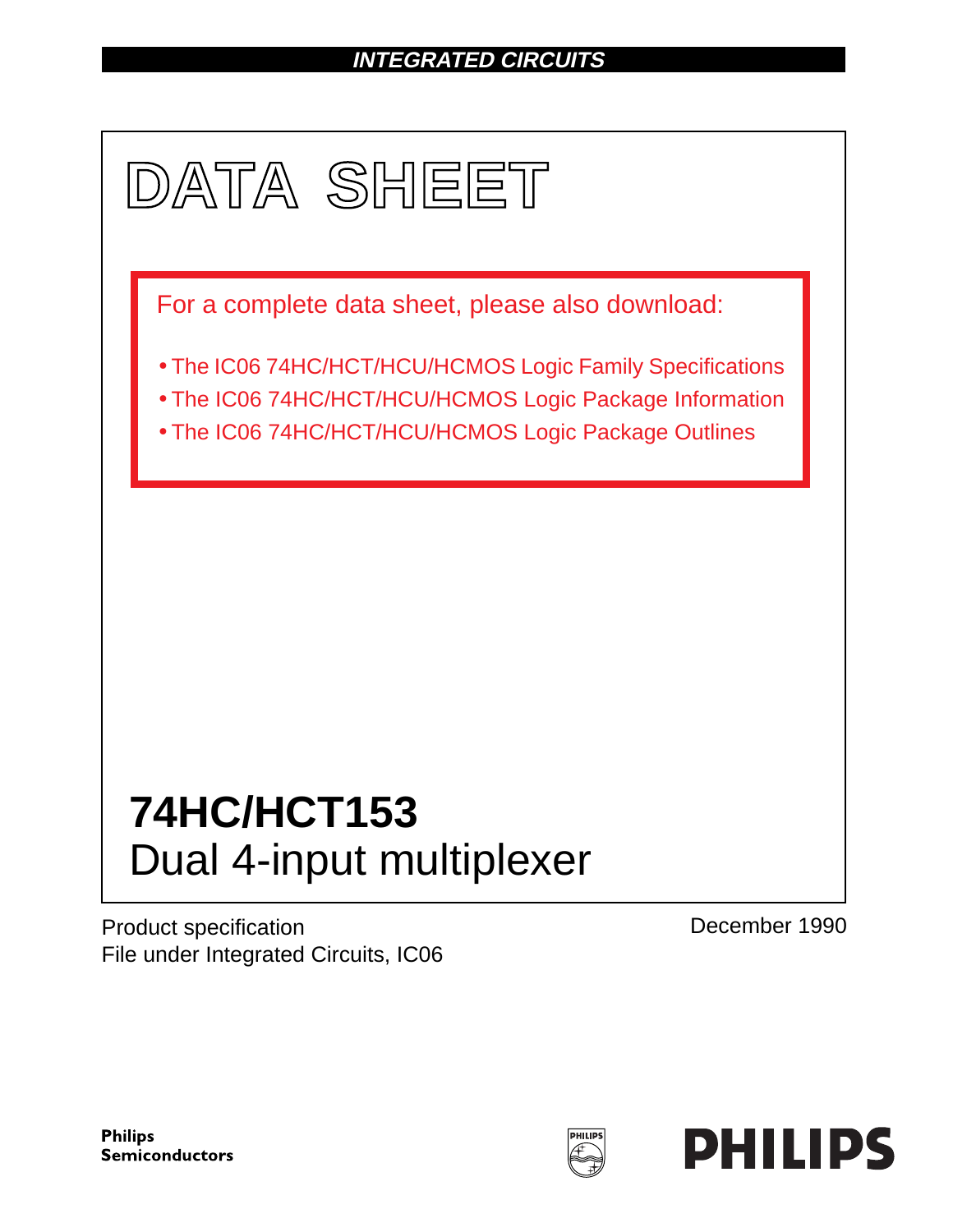INTEGRATED CIRCUITS

# DATA SHEET

For a complete data sheet, please also download:

- The IC06 74HC/HCT/HCU/HCMOS Logic Family Specifications
- The IC06 74HC/HCT/HCU/HCMOS Logic Package Information
- The IC06 74HC/HCT/HCU/HCMOS Logic Package Outlines

## 74HC/HCT153
Dual 4-input multiplexer

Product specification
File under Integrated Circuits, IC06

December 1990

**Philips Semiconductors**

**PHILIPS**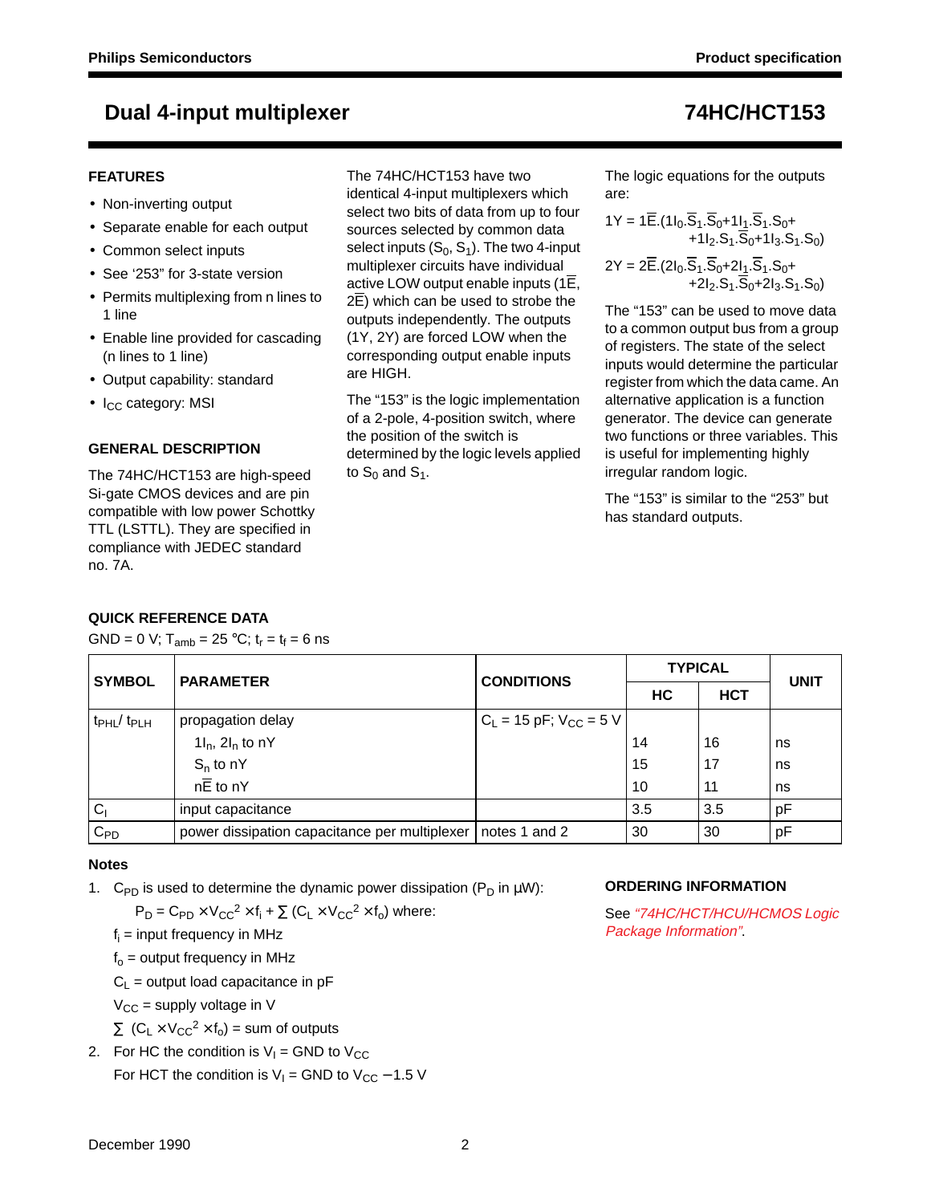## FEATURES

- Non-inverting output
- Separate enable for each output
- Common select inputs
- See '253" for 3-state version
- Permits multiplexing from n lines to 1 line
- Enable line provided for cascading (n lines to 1 line)
- Output capability: standard
- $I_{CC}$ category: MSI

## GENERAL DESCRIPTION

The 74HC/HCT153 are high-speed Si-gate CMOS devices and are pin compatible with low power Schottky TTL (LSTTL). They are specified in compliance with JEDEC standard no. 7A.

The 74HC/HCT153 have two identical 4-input multiplexers which select two bits of data from up to four sources selected by common data select inputs ($S_0$, $S_1$). The two 4-input multiplexer circuits have individual active LOW output enable inputs ($1\overline{E}$, $2\overline{E}$) which can be used to strobe the outputs independently. The outputs (1Y, 2Y) are forced LOW when the corresponding output enable inputs are HIGH.

The "153" is the logic implementation of a 2-pole, 4-position switch, where the position of the switch is determined by the logic levels applied to $S_0$ and $S_1$.

The logic equations for the outputs are:

$$1Y = 1\overline{E}.(1I_0.\overline{S}_1.\overline{S}_0 + 1I_1.\overline{S}_1.S_0 + 1I_2.S_1.\overline{S}_0 + 1I_3.S_1.S_0)$$

$$2Y = 2\overline{E}.(2I_0.\overline{S}_1.\overline{S}_0 + 2I_1.\overline{S}_1.S_0 + 2I_2.S_1.\overline{S}_0 + 2I_3.S_1.S_0)$$

The "153" can be used to move data to a common output bus from a group of registers. The state of the select inputs would determine the particular register from which the data came. An alternative application is a function generator. The device can generate two functions or three variables. This is useful for implementing highly irregular random logic.

The "153" is similar to the "253" but has standard outputs.

## QUICK REFERENCE DATA

GND = 0 V; $T_{amb}$ = 25 °C; $t_r = t_f$ = 6 ns

| SYMBOL | PARAMETER | CONDITIONS | TYPICAL | | UNIT |
|---|---|---|---|---|---|
| | | | HC | HCT | |
| $t_{PHL}$/ $t_{PLH}$ | propagation delay | $C_L$ = 15 pF; $V_{CC}$ = 5 V | | | |
| | $1I_n$, $2I_n$ to nY | | 14 | 16 | ns |
| | $S_n$ to nY | | 15 | 17 | ns |
| | $n\overline{E}$ to nY | | 10 | 11 | ns |
| $C_I$ | input capacitance | | 3.5 | 3.5 | pF |
| $C_{PD}$ | power dissipation capacitance per multiplexer | notes 1 and 2 | 30 | 30 | pF |

### Notes

1. $C_{PD}$ is used to determine the dynamic power dissipation ($P_D$ in μW):

   $P_D = C_{PD} \times V_{CC}^2 \times f_i + \sum (C_L \times V_{CC}^2 \times f_o)$ where:

   $f_i$ = input frequency in MHz

   $f_o$ = output frequency in MHz

   $C_L$ = output load capacitance in pF

   $V_{CC}$ = supply voltage in V

   $\sum (C_L \times V_{CC}^2 \times f_o)$ = sum of outputs

2. For HC the condition is $V_I$ = GND to $V_{CC}$

   For HCT the condition is $V_I$ = GND to $V_{CC}$ − 1.5 V

## ORDERING INFORMATION

See *"74HC/HCT/HCU/HCMOS Logic Package Information"*.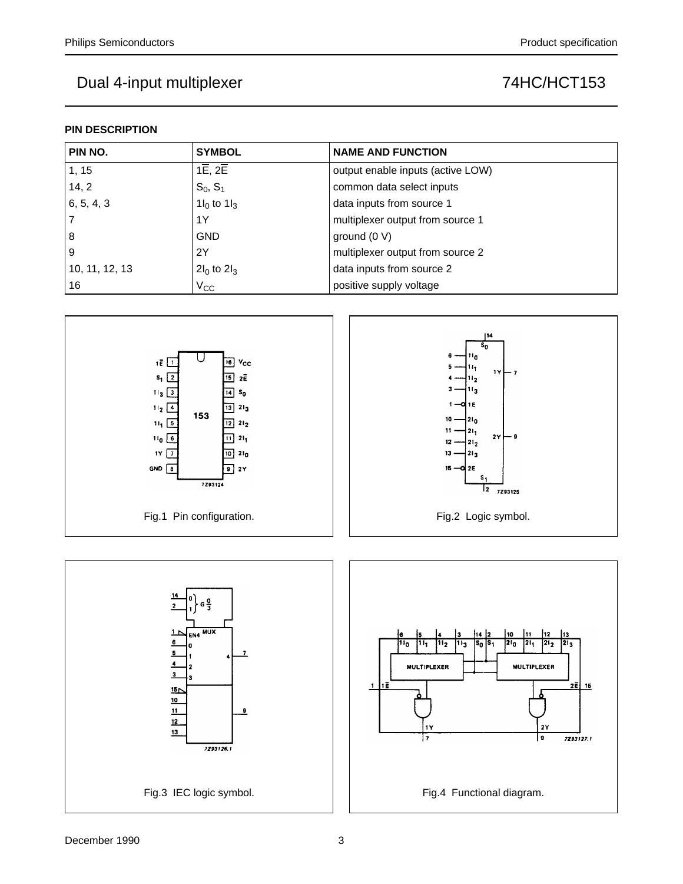## PIN DESCRIPTION

| PIN NO. | SYMBOL | NAME AND FUNCTION |
|---|---|---|
| 1, 15 | $1\overline{E}$, $2\overline{E}$ | output enable inputs (active LOW) |
| 14, 2 | $S_0$, $S_1$ | common data select inputs |
| 6, 5, 4, 3 | $1I_0$ to $1I_3$ | data inputs from source 1 |
| 7 | 1Y | multiplexer output from source 1 |
| 8 | GND | ground (0 V) |
| 9 | 2Y | multiplexer output from source 2 |
| 10, 11, 12, 13 | $2I_0$ to $2I_3$ | data inputs from source 2 |
| 16 | $V_{CC}$ | positive supply voltage |

Fig.1 Pin configuration.

Fig.2 Logic symbol.

Fig.3 IEC logic symbol.

Fig.4 Functional diagram.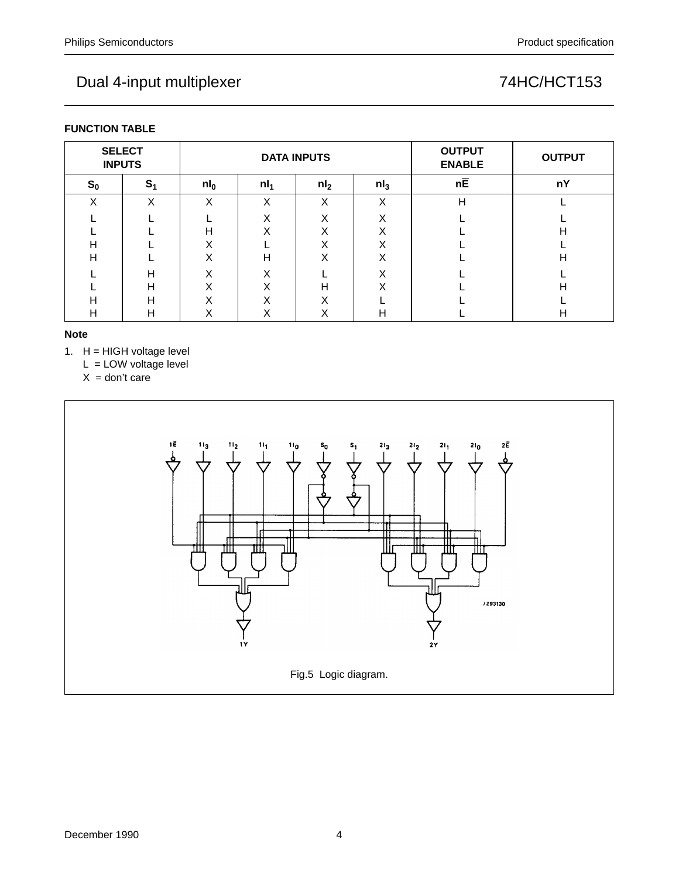## FUNCTION TABLE

| SELECT INPUTS | | DATA INPUTS | | | | OUTPUT ENABLE | OUTPUT |
|---|---|---|---|---|---|---|---|
| $S_0$ | $S_1$ | $nI_0$ | $nI_1$ | $nI_2$ | $nI_3$ | $n\overline{E}$ | nY |
| X | X | X | X | X | X | H | L |
| L | L | L | X | X | X | L | L |
| L | L | H | X | X | X | L | H |
| H | L | X | L | X | X | L | L |
| H | L | X | H | X | X | L | H |
| L | H | X | X | L | X | L | L |
| L | H | X | X | H | X | L | H |
| H | H | X | X | X | L | L | L |
| H | H | X | X | X | H | L | H |

### Note

1. H = HIGH voltage level  
   L = LOW voltage level  
   X = don't care

Fig.5 Logic diagram.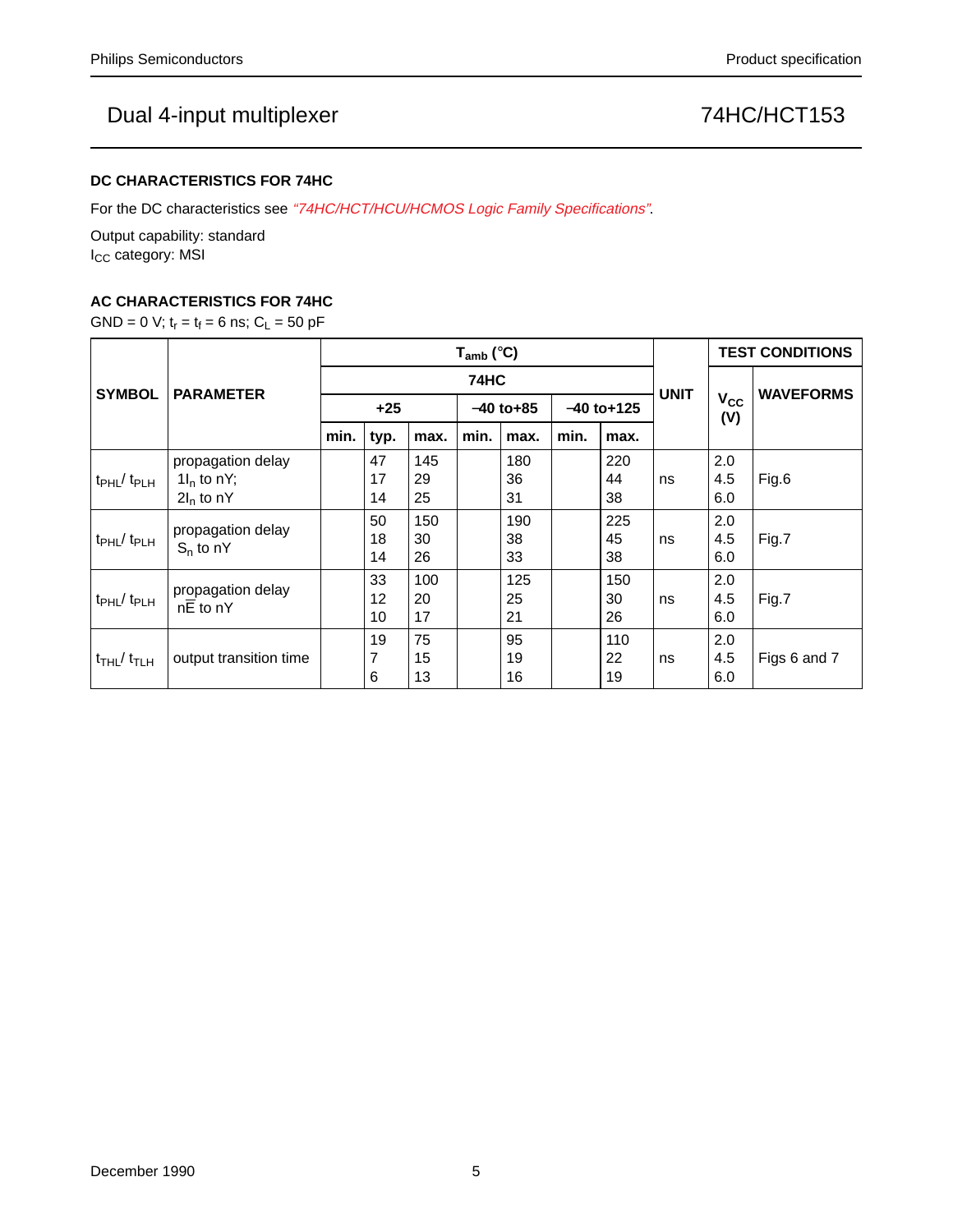## DC CHARACTERISTICS FOR 74HC

For the DC characteristics see *"74HC/HCT/HCU/HCMOS Logic Family Specifications"*.

Output capability: standard
$I_{CC}$ category: MSI

## AC CHARACTERISTICS FOR 74HC

GND = 0 V; $t_r = t_f = 6$ ns; $C_L = 50$ pF

| SYMBOL | PARAMETER | $T_{amb}$ (°C) | | | | | | | UNIT | TEST CONDITIONS | |
|---|---|---|---|---|---|---|---|---|---|---|---|
| | | 74HC | | | | | | | | $V_{CC}$ (V) | WAVEFORMS |
| | | +25 | | | −40 to+85 | | −40 to+125 | | | | |
| | | min. | typ. | max. | min. | max. | min. | max. | | | |
| $t_{PHL}$/ $t_{PLH}$ | propagation delay $1I_n$ to nY; $2I_n$ to nY | | 47<br>17<br>14 | 145<br>29<br>25 | | 180<br>36<br>31 | | 220<br>44<br>38 | ns | 2.0<br>4.5<br>6.0 | Fig.6 |
| $t_{PHL}$/ $t_{PLH}$ | propagation delay $S_n$ to nY | | 50<br>18<br>14 | 150<br>30<br>26 | | 190<br>38<br>33 | | 225<br>45<br>38 | ns | 2.0<br>4.5<br>6.0 | Fig.7 |
| $t_{PHL}$/ $t_{PLH}$ | propagation delay $n\overline{E}$ to nY | | 33<br>12<br>10 | 100<br>20<br>17 | | 125<br>25<br>21 | | 150<br>30<br>26 | ns | 2.0<br>4.5<br>6.0 | Fig.7 |
| $t_{THL}$/ $t_{TLH}$ | output transition time | | 19<br>7<br>6 | 75<br>15<br>13 | | 95<br>19<br>16 | | 110<br>22<br>19 | ns | 2.0<br>4.5<br>6.0 | Figs 6 and 7 |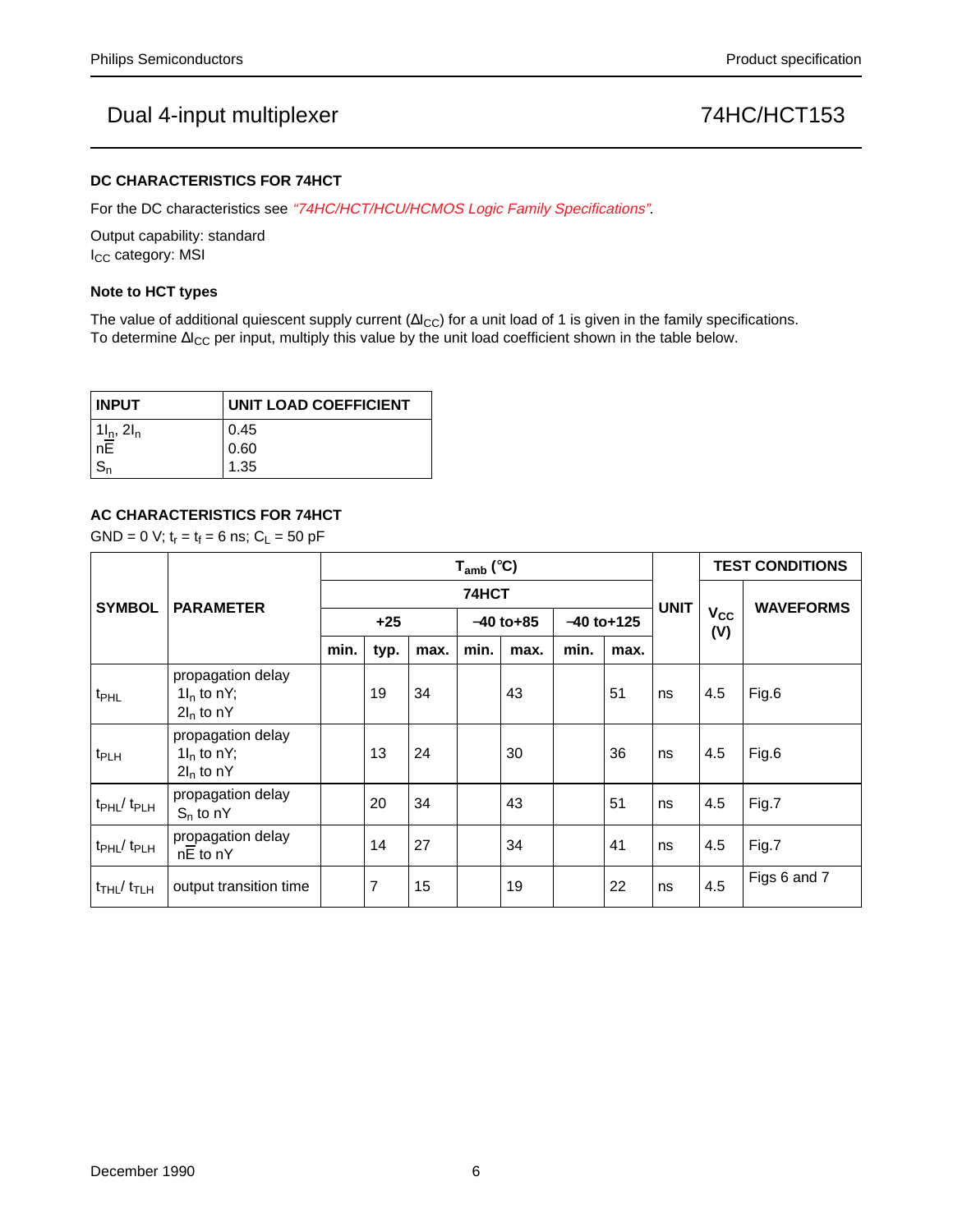# Dual 4-input multiplexer — 74HC/HCT153

### DC CHARACTERISTICS FOR 74HCT

For the DC characteristics see *"74HC/HCT/HCU/HCMOS Logic Family Specifications"*.

Output capability: standard
$I_{CC}$ category: MSI

### Note to HCT types

The value of additional quiescent supply current ($\Delta I_{CC}$) for a unit load of 1 is given in the family specifications. To determine $\Delta I_{CC}$ per input, multiply this value by the unit load coefficient shown in the table below.

| INPUT | UNIT LOAD COEFFICIENT |
|---|---|
| $1I_n$, $2I_n$ | 0.45 |
| $n\overline{E}$ | 0.60 |
| $S_n$ | 1.35 |

### AC CHARACTERISTICS FOR 74HCT

GND = 0 V; $t_r = t_f = 6$ ns; $C_L = 50$ pF

| SYMBOL | PARAMETER | $T_{amb}$ (°C) | | | | | | | UNIT | TEST CONDITIONS | |
|---|---|---|---|---|---|---|---|---|---|---|---|
| | | 74HCT | | | | | | | | $V_{CC}$ (V) | WAVEFORMS |
| | | +25 | | | −40 to+85 | | −40 to+125 | | | | |
| | | min. | typ. | max. | min. | max. | min. | max. | | | |
| $t_{PHL}$ | propagation delay $1I_n$ to nY; $2I_n$ to nY | | 19 | 34 | | 43 | | 51 | ns | 4.5 | Fig.6 |
| $t_{PLH}$ | propagation delay $1I_n$ to nY; $2I_n$ to nY | | 13 | 24 | | 30 | | 36 | ns | 4.5 | Fig.6 |
| $t_{PHL}$/ $t_{PLH}$ | propagation delay $S_n$ to nY | | 20 | 34 | | 43 | | 51 | ns | 4.5 | Fig.7 |
| $t_{PHL}$/ $t_{PLH}$ | propagation delay $n\overline{E}$ to nY | | 14 | 27 | | 34 | | 41 | ns | 4.5 | Fig.7 |
| $t_{THL}$/ $t_{TLH}$ | output transition time | | 7 | 15 | | 19 | | 22 | ns | 4.5 | Figs 6 and 7 |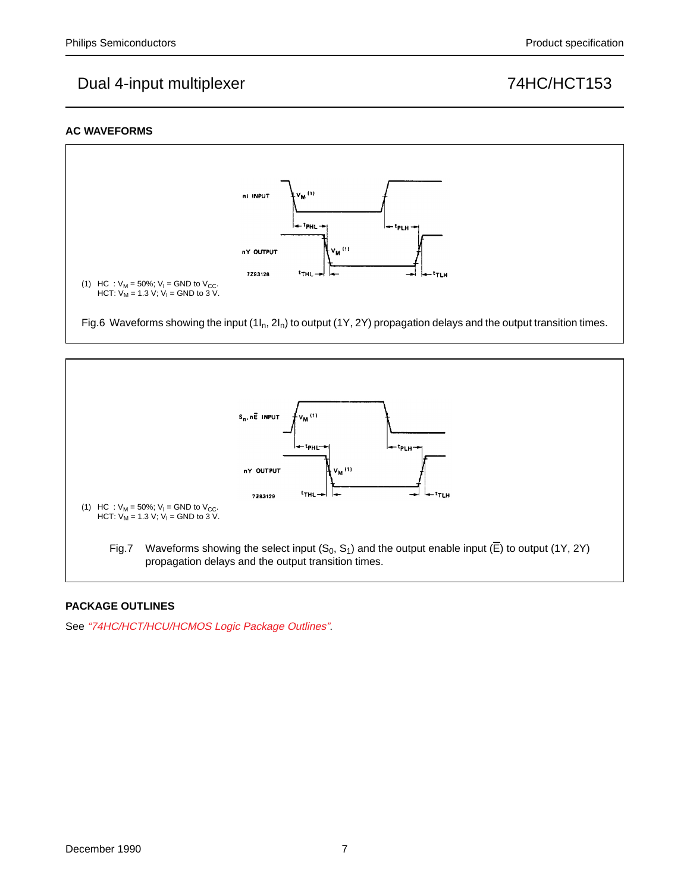## AC WAVEFORMS

nI INPUT

$V_M$ (1)

$t_{PHL}$

$t_{PLH}$

nY OUTPUT

$V_M$ (1)

7Z93128

$t_{THL}$

$t_{TLH}$

(1) HC : $V_M$ = 50%; $V_I$ = GND to $V_{CC}$.
HCT: $V_M$ = 1.3 V; $V_I$ = GND to 3 V.

Fig.6 Waveforms showing the input ($1I_n$, $2I_n$) to output (1Y, 2Y) propagation delays and the output transition times.

$S_n$, $n\overline{E}$ INPUT

$V_M$ (1)

$t_{PHL}$

$t_{PLH}$

nY OUTPUT

$V_M$ (1)

7Z93129

$t_{THL}$

$t_{TLH}$

(1) HC : $V_M$ = 50%; $V_I$ = GND to $V_{CC}$.
HCT: $V_M$ = 1.3 V; $V_I$ = GND to 3 V.

Fig.7 Waveforms showing the select input ($S_0$, $S_1$) and the output enable input ($\overline{E}$) to output (1Y, 2Y) propagation delays and the output transition times.

## PACKAGE OUTLINES

See *"74HC/HCT/HCU/HCMOS Logic Package Outlines"*.